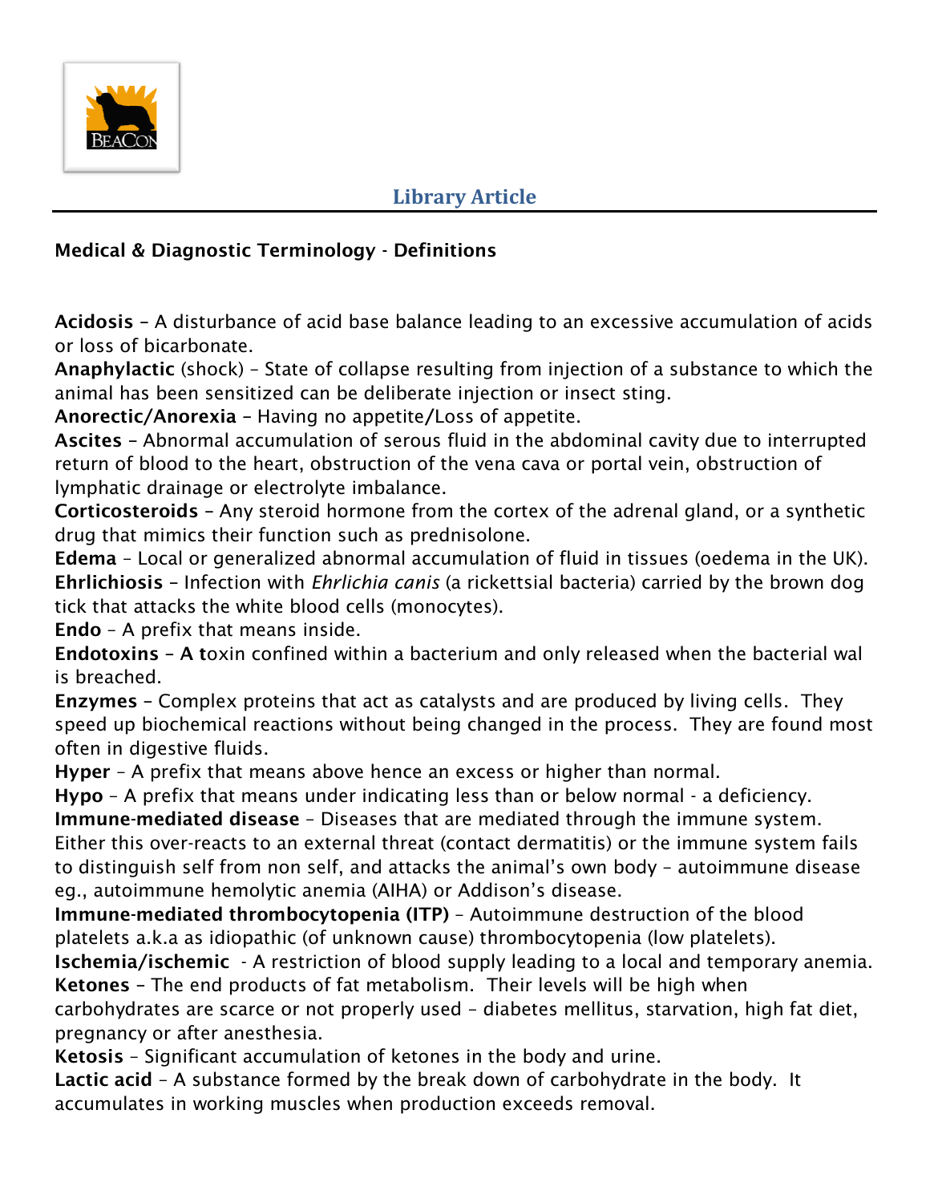## Library Article

**Medical & Diagnostic Terminology - Definitions**

**Acidosis** – A disturbance of acid base balance leading to an excessive accumulation of acids or loss of bicarbonate.
**Anaphylactic** (shock) – State of collapse resulting from injection of a substance to which the animal has been sensitized can be deliberate injection or insect sting.
**Anorectic/Anorexia** – Having no appetite/Loss of appetite.
**Ascites** – Abnormal accumulation of serous fluid in the abdominal cavity due to interrupted return of blood to the heart, obstruction of the vena cava or portal vein, obstruction of lymphatic drainage or electrolyte imbalance.
**Corticosteroids** – Any steroid hormone from the cortex of the adrenal gland, or a synthetic drug that mimics their function such as prednisolone.
**Edema** – Local or generalized abnormal accumulation of fluid in tissues (oedema in the UK).
**Ehrlichiosis** – Infection with *Ehrlichia canis* (a rickettsial bacteria) carried by the brown dog tick that attacks the white blood cells (monocytes).
**Endo** – A prefix that means inside.
**Endotoxins – A t**oxin confined within a bacterium and only released when the bacterial wal is breached.
**Enzymes** – Complex proteins that act as catalysts and are produced by living cells. They speed up biochemical reactions without being changed in the process. They are found most often in digestive fluids.
**Hyper** – A prefix that means above hence an excess or higher than normal.
**Hypo** – A prefix that means under indicating less than or below normal - a deficiency.
**Immune-mediated disease** – Diseases that are mediated through the immune system. Either this over-reacts to an external threat (contact dermatitis) or the immune system fails to distinguish self from non self, and attacks the animal's own body – autoimmune disease eg., autoimmune hemolytic anemia (AIHA) or Addison's disease.
**Immune-mediated thrombocytopenia (ITP)** – Autoimmune destruction of the blood platelets a.k.a as idiopathic (of unknown cause) thrombocytopenia (low platelets).
**Ischemia/ischemic** - A restriction of blood supply leading to a local and temporary anemia.
**Ketones** – The end products of fat metabolism. Their levels will be high when carbohydrates are scarce or not properly used – diabetes mellitus, starvation, high fat diet, pregnancy or after anesthesia.
**Ketosis** – Significant accumulation of ketones in the body and urine.
**Lactic acid** – A substance formed by the break down of carbohydrate in the body. It accumulates in working muscles when production exceeds removal.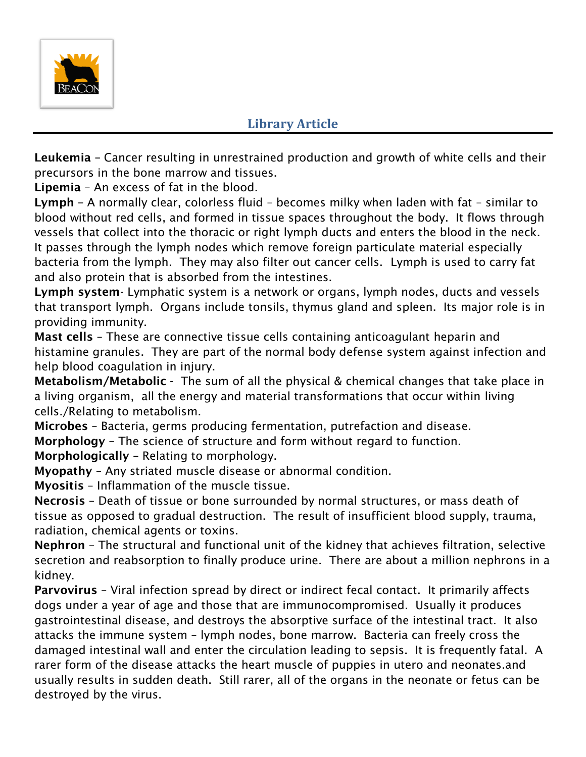## Library Article

**Leukemia** – Cancer resulting in unrestrained production and growth of white cells and their precursors in the bone marrow and tissues.
**Lipemia** – An excess of fat in the blood.
**Lymph** – A normally clear, colorless fluid – becomes milky when laden with fat – similar to blood without red cells, and formed in tissue spaces throughout the body. It flows through vessels that collect into the thoracic or right lymph ducts and enters the blood in the neck. It passes through the lymph nodes which remove foreign particulate material especially bacteria from the lymph. They may also filter out cancer cells. Lymph is used to carry fat and also protein that is absorbed from the intestines.
**Lymph system**- Lymphatic system is a network or organs, lymph nodes, ducts and vessels that transport lymph. Organs include tonsils, thymus gland and spleen. Its major role is in providing immunity.
**Mast cells** – These are connective tissue cells containing anticoagulant heparin and histamine granules. They are part of the normal body defense system against infection and help blood coagulation in injury.
**Metabolism/Metabolic** - The sum of all the physical & chemical changes that take place in a living organism, all the energy and material transformations that occur within living cells./Relating to metabolism.
**Microbes** – Bacteria, germs producing fermentation, putrefaction and disease.
**Morphology** – The science of structure and form without regard to function.
**Morphologically** – Relating to morphology.
**Myopathy** – Any striated muscle disease or abnormal condition.
**Myositis** – Inflammation of the muscle tissue.
**Necrosis** – Death of tissue or bone surrounded by normal structures, or mass death of tissue as opposed to gradual destruction. The result of insufficient blood supply, trauma, radiation, chemical agents or toxins.
**Nephron** – The structural and functional unit of the kidney that achieves filtration, selective secretion and reabsorption to finally produce urine. There are about a million nephrons in a kidney.
**Parvovirus** – Viral infection spread by direct or indirect fecal contact. It primarily affects dogs under a year of age and those that are immunocompromised. Usually it produces gastrointestinal disease, and destroys the absorptive surface of the intestinal tract. It also attacks the immune system – lymph nodes, bone marrow. Bacteria can freely cross the damaged intestinal wall and enter the circulation leading to sepsis. It is frequently fatal. A rarer form of the disease attacks the heart muscle of puppies in utero and neonates.and usually results in sudden death. Still rarer, all of the organs in the neonate or fetus can be destroyed by the virus.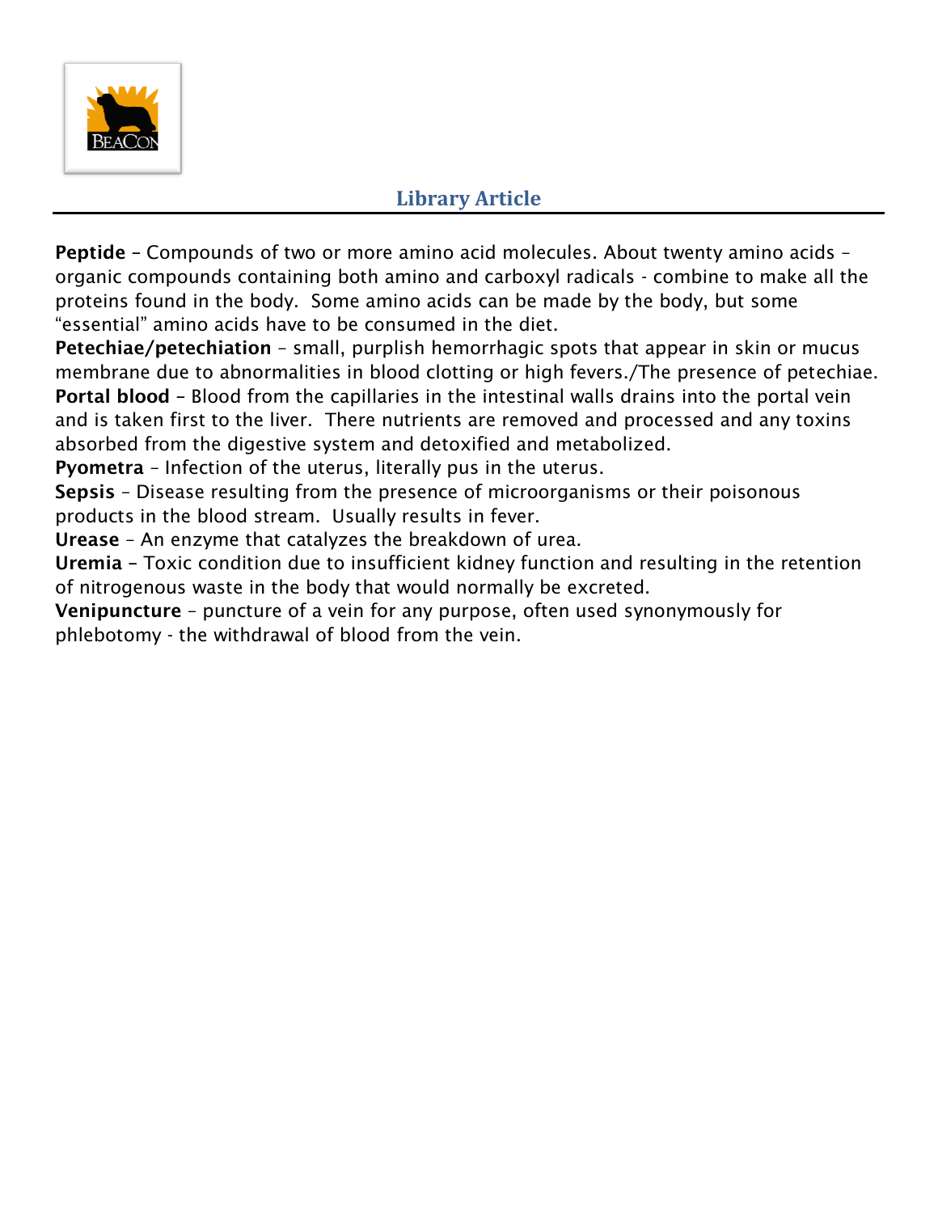**Peptide** – Compounds of two or more amino acid molecules. About twenty amino acids – organic compounds containing both amino and carboxyl radicals - combine to make all the proteins found in the body. Some amino acids can be made by the body, but some “essential” amino acids have to be consumed in the diet.

**Petechiae/petechiation** – small, purplish hemorrhagic spots that appear in skin or mucus membrane due to abnormalities in blood clotting or high fevers./The presence of petechiae.

**Portal blood** – Blood from the capillaries in the intestinal walls drains into the portal vein and is taken first to the liver. There nutrients are removed and processed and any toxins absorbed from the digestive system and detoxified and metabolized.

**Pyometra** – Infection of the uterus, literally pus in the uterus.

**Sepsis** – Disease resulting from the presence of microorganisms or their poisonous products in the blood stream. Usually results in fever.

**Urease** – An enzyme that catalyzes the breakdown of urea.

**Uremia** – Toxic condition due to insufficient kidney function and resulting in the retention of nitrogenous waste in the body that would normally be excreted.

**Venipuncture** – puncture of a vein for any purpose, often used synonymously for phlebotomy - the withdrawal of blood from the vein.